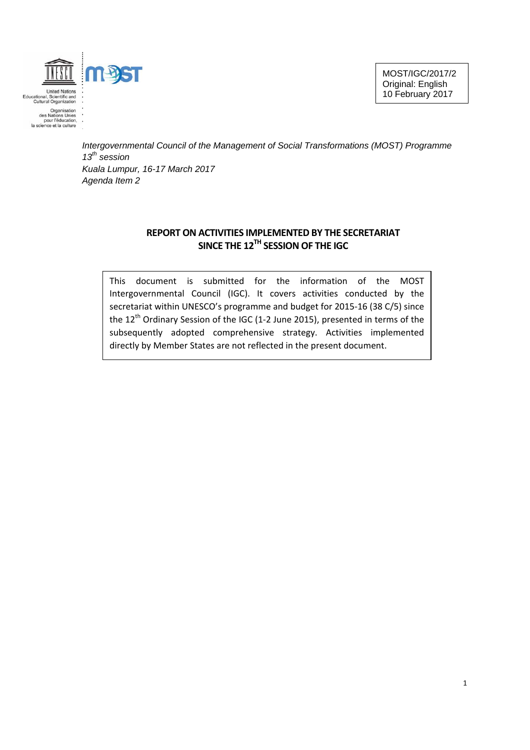United Nations Educational, Scientific and Cultural Organization

Organisation des Nations Unies pour l'éducation, la science et la culture

MOST/IGC/2017/2
Original: English
10 February 2017

*Intergovernmental Council of the Management of Social Transformations (MOST) Programme*
*13th session*
*Kuala Lumpur, 16-17 March 2017*
*Agenda Item 2*

# REPORT ON ACTIVITIES IMPLEMENTED BY THE SECRETARIAT SINCE THE 12TH SESSION OF THE IGC

This document is submitted for the information of the MOST Intergovernmental Council (IGC). It covers activities conducted by the secretariat within UNESCO's programme and budget for 2015-16 (38 C/5) since the 12th Ordinary Session of the IGC (1-2 June 2015), presented in terms of the subsequently adopted comprehensive strategy. Activities implemented directly by Member States are not reflected in the present document.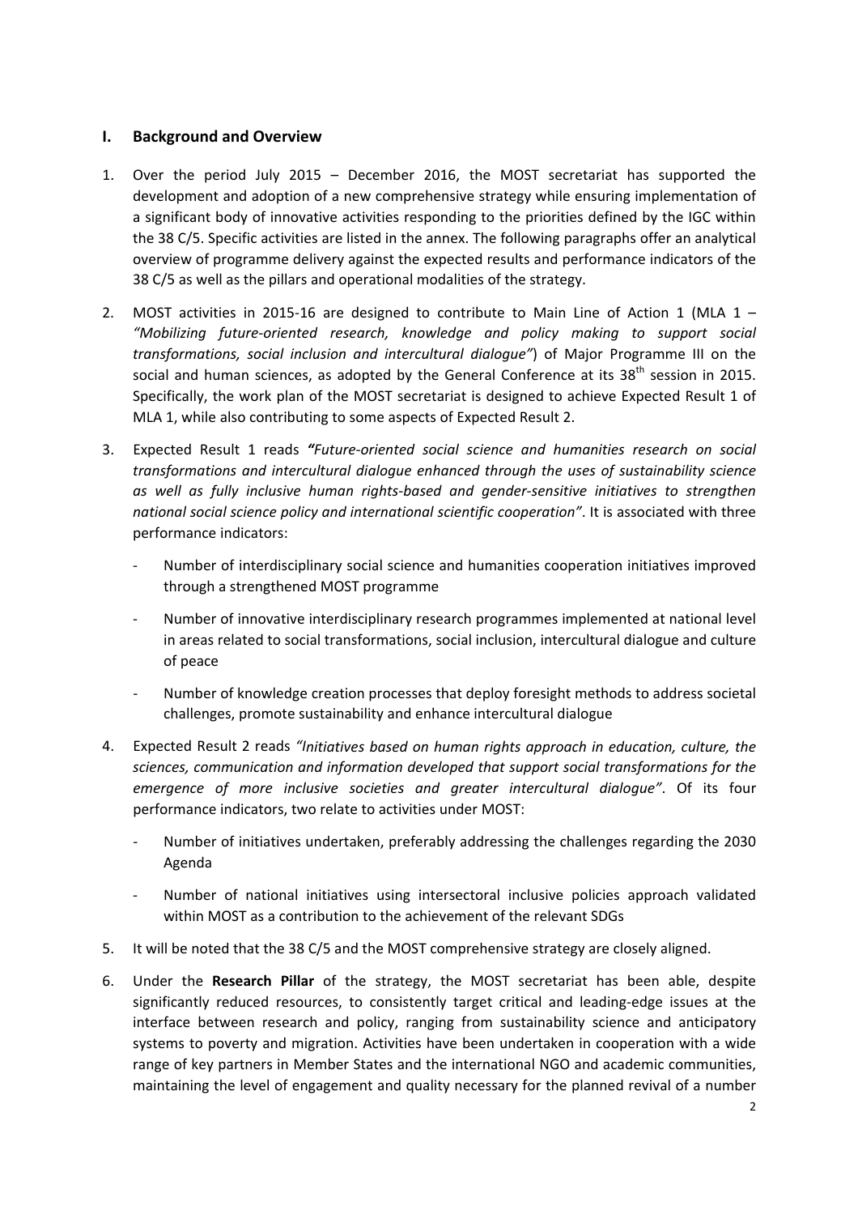## I. Background and Overview

1. Over the period July 2015 – December 2016, the MOST secretariat has supported the development and adoption of a new comprehensive strategy while ensuring implementation of a significant body of innovative activities responding to the priorities defined by the IGC within the 38 C/5. Specific activities are listed in the annex. The following paragraphs offer an analytical overview of programme delivery against the expected results and performance indicators of the 38 C/5 as well as the pillars and operational modalities of the strategy.

2. MOST activities in 2015-16 are designed to contribute to Main Line of Action 1 (MLA 1 – *"Mobilizing future-oriented research, knowledge and policy making to support social transformations, social inclusion and intercultural dialogue"*) of Major Programme III on the social and human sciences, as adopted by the General Conference at its 38th session in 2015. Specifically, the work plan of the MOST secretariat is designed to achieve Expected Result 1 of MLA 1, while also contributing to some aspects of Expected Result 2.

3. Expected Result 1 reads ***"****Future-oriented social science and humanities research on social transformations and intercultural dialogue enhanced through the uses of sustainability science as well as fully inclusive human rights-based and gender-sensitive initiatives to strengthen national social science policy and international scientific cooperation"*. It is associated with three performance indicators:

   - Number of interdisciplinary social science and humanities cooperation initiatives improved through a strengthened MOST programme
   - Number of innovative interdisciplinary research programmes implemented at national level in areas related to social transformations, social inclusion, intercultural dialogue and culture of peace
   - Number of knowledge creation processes that deploy foresight methods to address societal challenges, promote sustainability and enhance intercultural dialogue

4. Expected Result 2 reads *"Initiatives based on human rights approach in education, culture, the sciences, communication and information developed that support social transformations for the emergence of more inclusive societies and greater intercultural dialogue"*. Of its four performance indicators, two relate to activities under MOST:

   - Number of initiatives undertaken, preferably addressing the challenges regarding the 2030 Agenda
   - Number of national initiatives using intersectoral inclusive policies approach validated within MOST as a contribution to the achievement of the relevant SDGs

5. It will be noted that the 38 C/5 and the MOST comprehensive strategy are closely aligned.

6. Under the **Research Pillar** of the strategy, the MOST secretariat has been able, despite significantly reduced resources, to consistently target critical and leading-edge issues at the interface between research and policy, ranging from sustainability science and anticipatory systems to poverty and migration. Activities have been undertaken in cooperation with a wide range of key partners in Member States and the international NGO and academic communities, maintaining the level of engagement and quality necessary for the planned revival of a number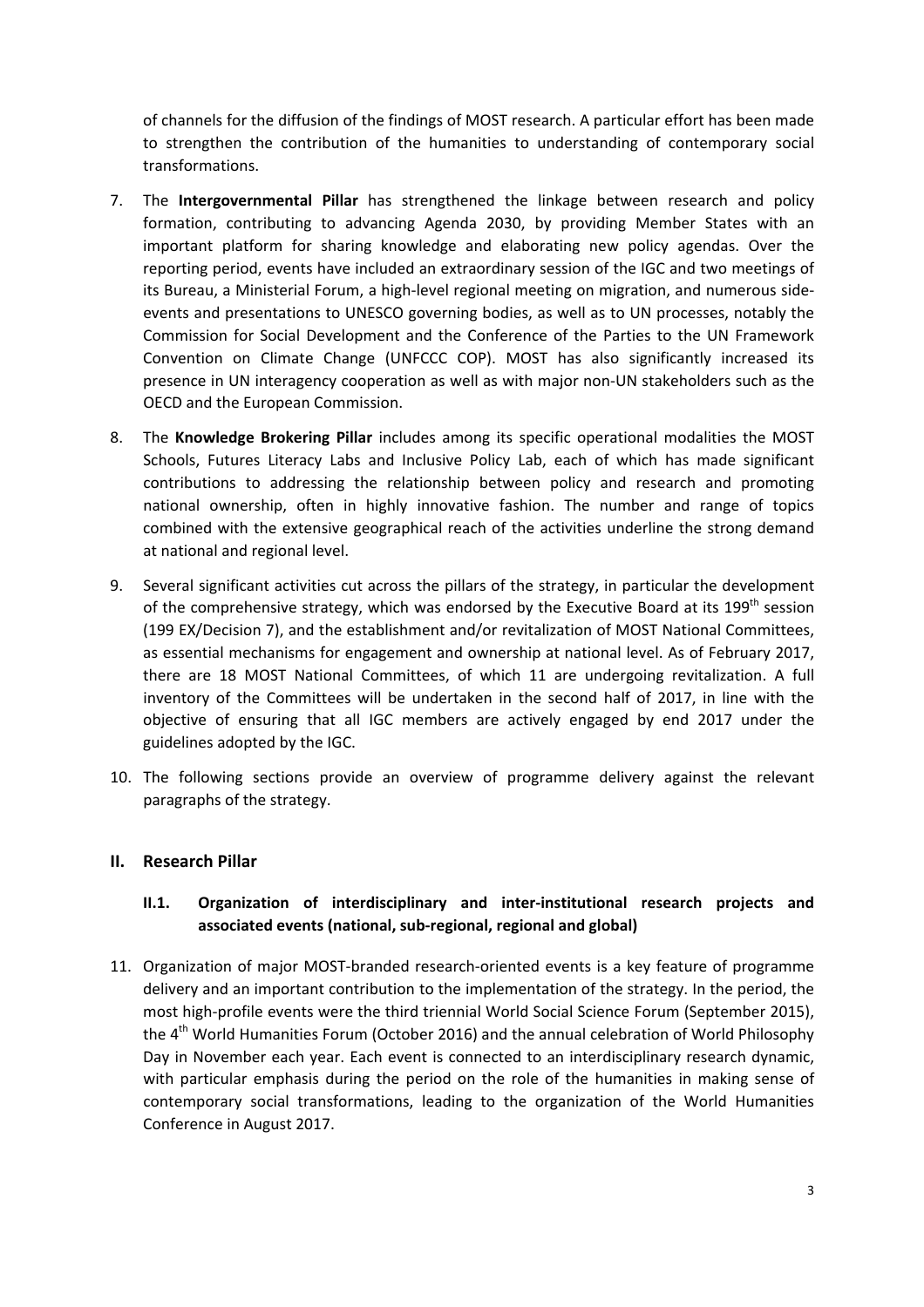of channels for the diffusion of the findings of MOST research. A particular effort has been made to strengthen the contribution of the humanities to understanding of contemporary social transformations.

7. The **Intergovernmental Pillar** has strengthened the linkage between research and policy formation, contributing to advancing Agenda 2030, by providing Member States with an important platform for sharing knowledge and elaborating new policy agendas. Over the reporting period, events have included an extraordinary session of the IGC and two meetings of its Bureau, a Ministerial Forum, a high-level regional meeting on migration, and numerous side-events and presentations to UNESCO governing bodies, as well as to UN processes, notably the Commission for Social Development and the Conference of the Parties to the UN Framework Convention on Climate Change (UNFCCC COP). MOST has also significantly increased its presence in UN interagency cooperation as well as with major non-UN stakeholders such as the OECD and the European Commission.

8. The **Knowledge Brokering Pillar** includes among its specific operational modalities the MOST Schools, Futures Literacy Labs and Inclusive Policy Lab, each of which has made significant contributions to addressing the relationship between policy and research and promoting national ownership, often in highly innovative fashion. The number and range of topics combined with the extensive geographical reach of the activities underline the strong demand at national and regional level.

9. Several significant activities cut across the pillars of the strategy, in particular the development of the comprehensive strategy, which was endorsed by the Executive Board at its 199th session (199 EX/Decision 7), and the establishment and/or revitalization of MOST National Committees, as essential mechanisms for engagement and ownership at national level. As of February 2017, there are 18 MOST National Committees, of which 11 are undergoing revitalization. A full inventory of the Committees will be undertaken in the second half of 2017, in line with the objective of ensuring that all IGC members are actively engaged by end 2017 under the guidelines adopted by the IGC.

10. The following sections provide an overview of programme delivery against the relevant paragraphs of the strategy.

## II. Research Pillar

### II.1. Organization of interdisciplinary and inter-institutional research projects and associated events (national, sub-regional, regional and global)

11. Organization of major MOST-branded research-oriented events is a key feature of programme delivery and an important contribution to the implementation of the strategy. In the period, the most high-profile events were the third triennial World Social Science Forum (September 2015), the 4th World Humanities Forum (October 2016) and the annual celebration of World Philosophy Day in November each year. Each event is connected to an interdisciplinary research dynamic, with particular emphasis during the period on the role of the humanities in making sense of contemporary social transformations, leading to the organization of the World Humanities Conference in August 2017.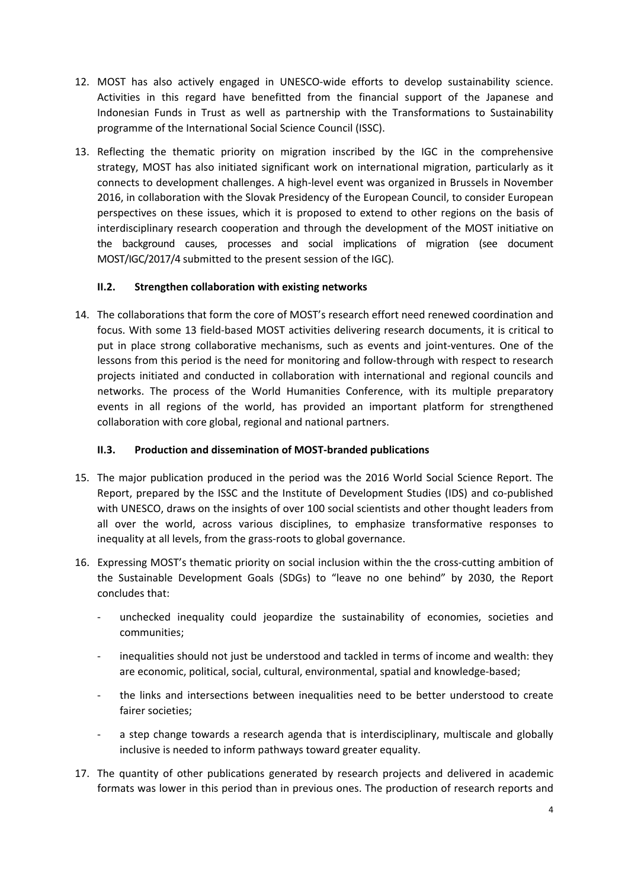12. MOST has also actively engaged in UNESCO-wide efforts to develop sustainability science. Activities in this regard have benefitted from the financial support of the Japanese and Indonesian Funds in Trust as well as partnership with the Transformations to Sustainability programme of the International Social Science Council (ISSC).

13. Reflecting the thematic priority on migration inscribed by the IGC in the comprehensive strategy, MOST has also initiated significant work on international migration, particularly as it connects to development challenges. A high-level event was organized in Brussels in November 2016, in collaboration with the Slovak Presidency of the European Council, to consider European perspectives on these issues, which it is proposed to extend to other regions on the basis of interdisciplinary research cooperation and through the development of the MOST initiative on the background causes, processes and social implications of migration (see document MOST/IGC/2017/4 submitted to the present session of the IGC).

### II.2. Strengthen collaboration with existing networks

14. The collaborations that form the core of MOST's research effort need renewed coordination and focus. With some 13 field-based MOST activities delivering research documents, it is critical to put in place strong collaborative mechanisms, such as events and joint-ventures. One of the lessons from this period is the need for monitoring and follow-through with respect to research projects initiated and conducted in collaboration with international and regional councils and networks. The process of the World Humanities Conference, with its multiple preparatory events in all regions of the world, has provided an important platform for strengthened collaboration with core global, regional and national partners.

### II.3. Production and dissemination of MOST-branded publications

15. The major publication produced in the period was the 2016 World Social Science Report. The Report, prepared by the ISSC and the Institute of Development Studies (IDS) and co-published with UNESCO, draws on the insights of over 100 social scientists and other thought leaders from all over the world, across various disciplines, to emphasize transformative responses to inequality at all levels, from the grass-roots to global governance.

16. Expressing MOST's thematic priority on social inclusion within the the cross-cutting ambition of the Sustainable Development Goals (SDGs) to "leave no one behind" by 2030, the Report concludes that:

    - unchecked inequality could jeopardize the sustainability of economies, societies and communities;
    - inequalities should not just be understood and tackled in terms of income and wealth: they are economic, political, social, cultural, environmental, spatial and knowledge-based;
    - the links and intersections between inequalities need to be better understood to create fairer societies;
    - a step change towards a research agenda that is interdisciplinary, multiscale and globally inclusive is needed to inform pathways toward greater equality.

17. The quantity of other publications generated by research projects and delivered in academic formats was lower in this period than in previous ones. The production of research reports and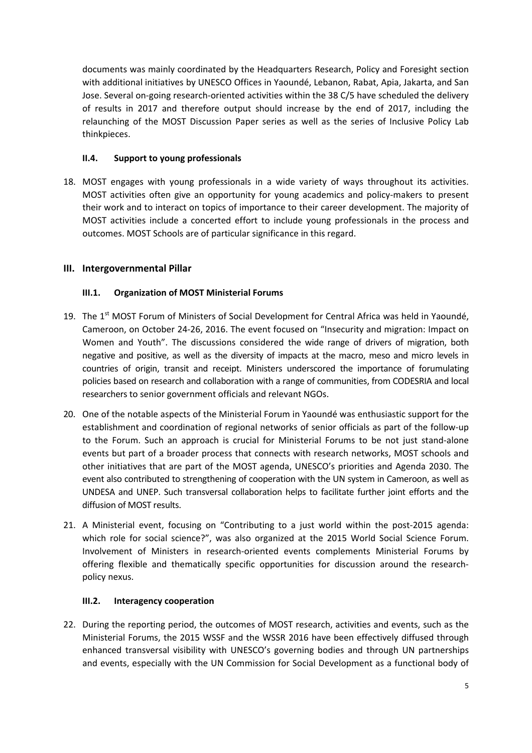documents was mainly coordinated by the Headquarters Research, Policy and Foresight section with additional initiatives by UNESCO Offices in Yaoundé, Lebanon, Rabat, Apia, Jakarta, and San Jose. Several on-going research-oriented activities within the 38 C/5 have scheduled the delivery of results in 2017 and therefore output should increase by the end of 2017, including the relaunching of the MOST Discussion Paper series as well as the series of Inclusive Policy Lab thinkpieces.

### II.4. Support to young professionals

18. MOST engages with young professionals in a wide variety of ways throughout its activities. MOST activities often give an opportunity for young academics and policy-makers to present their work and to interact on topics of importance to their career development. The majority of MOST activities include a concerted effort to include young professionals in the process and outcomes. MOST Schools are of particular significance in this regard.

## III. Intergovernmental Pillar

### III.1. Organization of MOST Ministerial Forums

19. The 1st MOST Forum of Ministers of Social Development for Central Africa was held in Yaoundé, Cameroon, on October 24-26, 2016. The event focused on "Insecurity and migration: Impact on Women and Youth". The discussions considered the wide range of drivers of migration, both negative and positive, as well as the diversity of impacts at the macro, meso and micro levels in countries of origin, transit and receipt. Ministers underscored the importance of forumulating policies based on research and collaboration with a range of communities, from CODESRIA and local researchers to senior government officials and relevant NGOs.

20. One of the notable aspects of the Ministerial Forum in Yaoundé was enthusiastic support for the establishment and coordination of regional networks of senior officials as part of the follow-up to the Forum. Such an approach is crucial for Ministerial Forums to be not just stand-alone events but part of a broader process that connects with research networks, MOST schools and other initiatives that are part of the MOST agenda, UNESCO's priorities and Agenda 2030. The event also contributed to strengthening of cooperation with the UN system in Cameroon, as well as UNDESA and UNEP. Such transversal collaboration helps to facilitate further joint efforts and the diffusion of MOST results.

21. A Ministerial event, focusing on "Contributing to a just world within the post-2015 agenda: which role for social science?", was also organized at the 2015 World Social Science Forum. Involvement of Ministers in research-oriented events complements Ministerial Forums by offering flexible and thematically specific opportunities for discussion around the research-policy nexus.

### III.2. Interagency cooperation

22. During the reporting period, the outcomes of MOST research, activities and events, such as the Ministerial Forums, the 2015 WSSF and the WSSR 2016 have been effectively diffused through enhanced transversal visibility with UNESCO's governing bodies and through UN partnerships and events, especially with the UN Commission for Social Development as a functional body of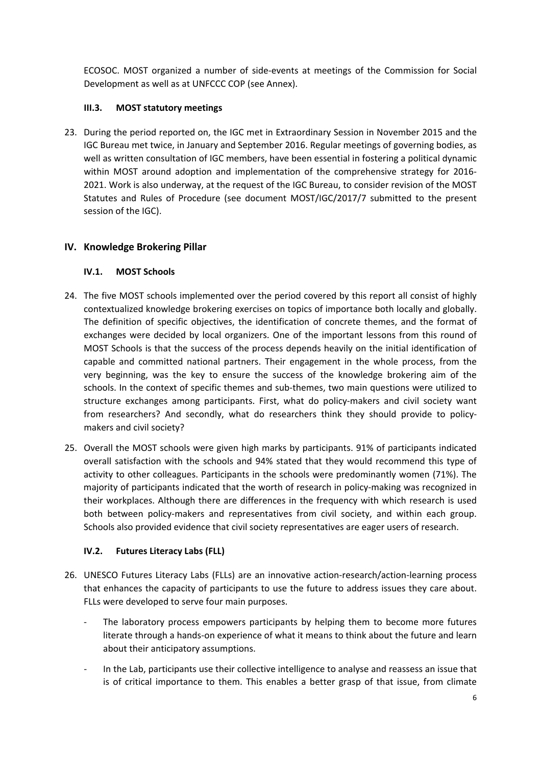ECOSOC. MOST organized a number of side-events at meetings of the Commission for Social Development as well as at UNFCCC COP (see Annex).

### III.3. MOST statutory meetings

23. During the period reported on, the IGC met in Extraordinary Session in November 2015 and the IGC Bureau met twice, in January and September 2016. Regular meetings of governing bodies, as well as written consultation of IGC members, have been essential in fostering a political dynamic within MOST around adoption and implementation of the comprehensive strategy for 2016-2021. Work is also underway, at the request of the IGC Bureau, to consider revision of the MOST Statutes and Rules of Procedure (see document MOST/IGC/2017/7 submitted to the present session of the IGC).

## IV. Knowledge Brokering Pillar

### IV.1. MOST Schools

24. The five MOST schools implemented over the period covered by this report all consist of highly contextualized knowledge brokering exercises on topics of importance both locally and globally. The definition of specific objectives, the identification of concrete themes, and the format of exchanges were decided by local organizers. One of the important lessons from this round of MOST Schools is that the success of the process depends heavily on the initial identification of capable and committed national partners. Their engagement in the whole process, from the very beginning, was the key to ensure the success of the knowledge brokering aim of the schools. In the context of specific themes and sub-themes, two main questions were utilized to structure exchanges among participants. First, what do policy-makers and civil society want from researchers? And secondly, what do researchers think they should provide to policy-makers and civil society?

25. Overall the MOST schools were given high marks by participants. 91% of participants indicated overall satisfaction with the schools and 94% stated that they would recommend this type of activity to other colleagues. Participants in the schools were predominantly women (71%). The majority of participants indicated that the worth of research in policy-making was recognized in their workplaces. Although there are differences in the frequency with which research is used both between policy-makers and representatives from civil society, and within each group. Schools also provided evidence that civil society representatives are eager users of research.

### IV.2. Futures Literacy Labs (FLL)

26. UNESCO Futures Literacy Labs (FLLs) are an innovative action-research/action-learning process that enhances the capacity of participants to use the future to address issues they care about. FLLs were developed to serve four main purposes.

    - The laboratory process empowers participants by helping them to become more futures literate through a hands-on experience of what it means to think about the future and learn about their anticipatory assumptions.
    - In the Lab, participants use their collective intelligence to analyse and reassess an issue that is of critical importance to them. This enables a better grasp of that issue, from climate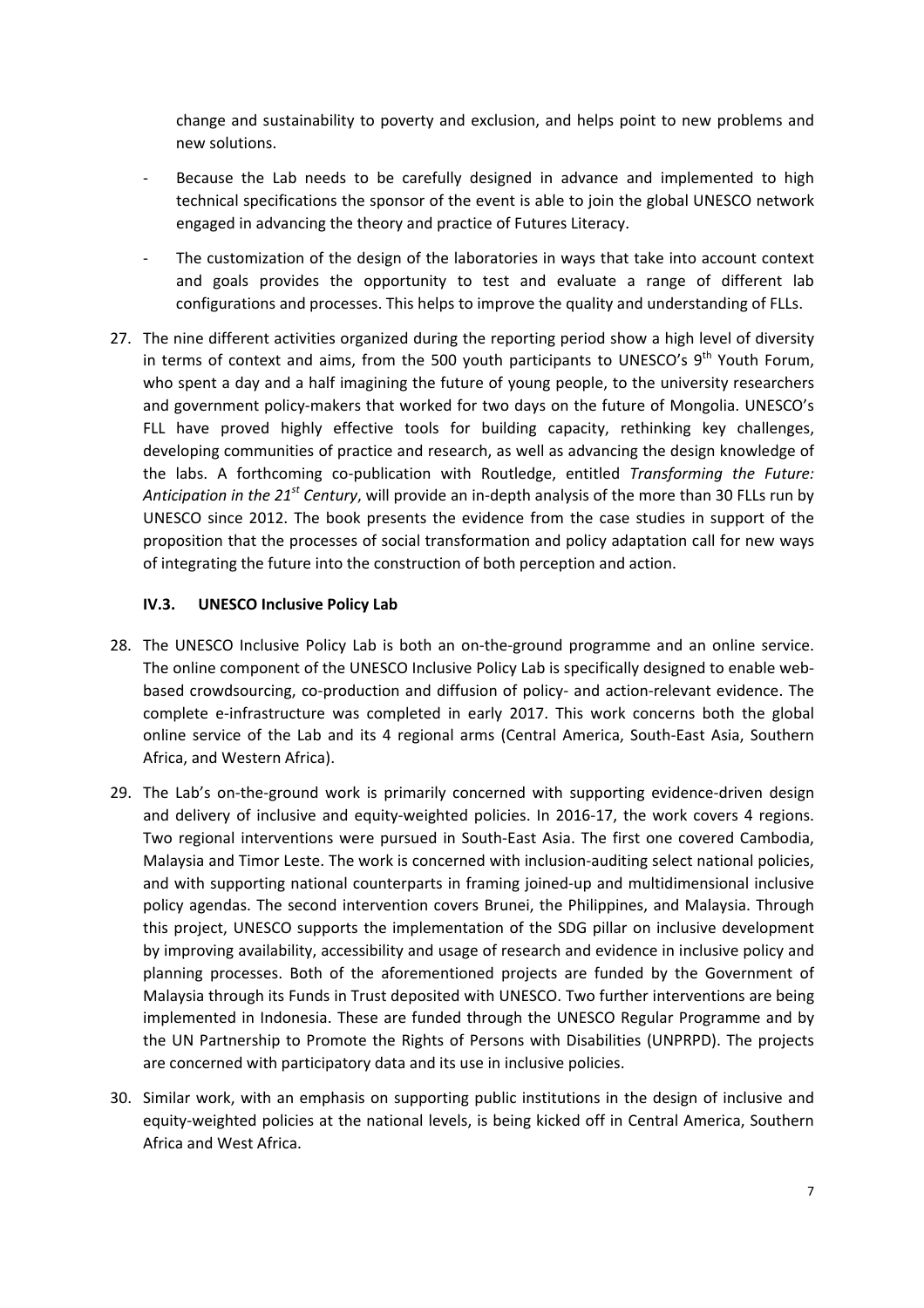change and sustainability to poverty and exclusion, and helps point to new problems and new solutions.

- Because the Lab needs to be carefully designed in advance and implemented to high technical specifications the sponsor of the event is able to join the global UNESCO network engaged in advancing the theory and practice of Futures Literacy.
- The customization of the design of the laboratories in ways that take into account context and goals provides the opportunity to test and evaluate a range of different lab configurations and processes. This helps to improve the quality and understanding of FLLs.

27. The nine different activities organized during the reporting period show a high level of diversity in terms of context and aims, from the 500 youth participants to UNESCO's 9th Youth Forum, who spent a day and a half imagining the future of young people, to the university researchers and government policy-makers that worked for two days on the future of Mongolia. UNESCO's FLL have proved highly effective tools for building capacity, rethinking key challenges, developing communities of practice and research, as well as advancing the design knowledge of the labs. A forthcoming co-publication with Routledge, entitled *Transforming the Future: Anticipation in the 21st Century*, will provide an in-depth analysis of the more than 30 FLLs run by UNESCO since 2012. The book presents the evidence from the case studies in support of the proposition that the processes of social transformation and policy adaptation call for new ways of integrating the future into the construction of both perception and action.

### IV.3. UNESCO Inclusive Policy Lab

28. The UNESCO Inclusive Policy Lab is both an on-the-ground programme and an online service. The online component of the UNESCO Inclusive Policy Lab is specifically designed to enable web-based crowdsourcing, co-production and diffusion of policy- and action-relevant evidence. The complete e-infrastructure was completed in early 2017. This work concerns both the global online service of the Lab and its 4 regional arms (Central America, South-East Asia, Southern Africa, and Western Africa).

29. The Lab's on-the-ground work is primarily concerned with supporting evidence-driven design and delivery of inclusive and equity-weighted policies. In 2016-17, the work covers 4 regions. Two regional interventions were pursued in South-East Asia. The first one covered Cambodia, Malaysia and Timor Leste. The work is concerned with inclusion-auditing select national policies, and with supporting national counterparts in framing joined-up and multidimensional inclusive policy agendas. The second intervention covers Brunei, the Philippines, and Malaysia. Through this project, UNESCO supports the implementation of the SDG pillar on inclusive development by improving availability, accessibility and usage of research and evidence in inclusive policy and planning processes. Both of the aforementioned projects are funded by the Government of Malaysia through its Funds in Trust deposited with UNESCO. Two further interventions are being implemented in Indonesia. These are funded through the UNESCO Regular Programme and by the UN Partnership to Promote the Rights of Persons with Disabilities (UNPRPD). The projects are concerned with participatory data and its use in inclusive policies.

30. Similar work, with an emphasis on supporting public institutions in the design of inclusive and equity-weighted policies at the national levels, is being kicked off in Central America, Southern Africa and West Africa.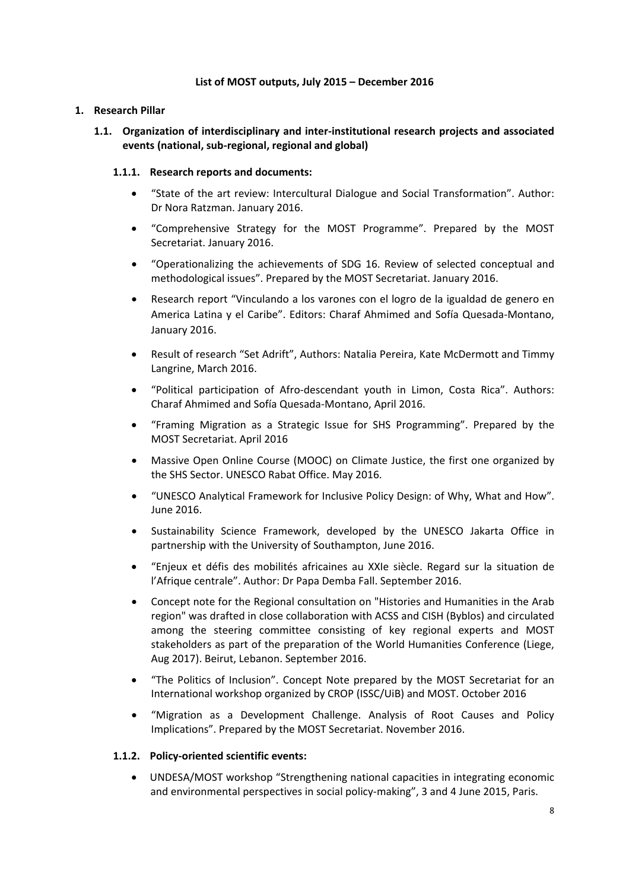**List of MOST outputs, July 2015 – December 2016**

## 1. Research Pillar

### 1.1. Organization of interdisciplinary and inter-institutional research projects and associated events (national, sub-regional, regional and global)

#### 1.1.1. Research reports and documents:

- "State of the art review: Intercultural Dialogue and Social Transformation". Author: Dr Nora Ratzman. January 2016.
- "Comprehensive Strategy for the MOST Programme". Prepared by the MOST Secretariat. January 2016.
- "Operationalizing the achievements of SDG 16. Review of selected conceptual and methodological issues". Prepared by the MOST Secretariat. January 2016.
- Research report "Vinculando a los varones con el logro de la igualdad de genero en America Latina y el Caribe". Editors: Charaf Ahmimed and Sofía Quesada-Montano, January 2016.
- Result of research "Set Adrift", Authors: Natalia Pereira, Kate McDermott and Timmy Langrine, March 2016.
- "Political participation of Afro-descendant youth in Limon, Costa Rica". Authors: Charaf Ahmimed and Sofía Quesada-Montano, April 2016.
- "Framing Migration as a Strategic Issue for SHS Programming". Prepared by the MOST Secretariat. April 2016
- Massive Open Online Course (MOOC) on Climate Justice, the first one organized by the SHS Sector. UNESCO Rabat Office. May 2016.
- "UNESCO Analytical Framework for Inclusive Policy Design: of Why, What and How". June 2016.
- Sustainability Science Framework, developed by the UNESCO Jakarta Office in partnership with the University of Southampton, June 2016.
- "Enjeux et défis des mobilités africaines au XXIe siècle. Regard sur la situation de l'Afrique centrale". Author: Dr Papa Demba Fall. September 2016.
- Concept note for the Regional consultation on "Histories and Humanities in the Arab region" was drafted in close collaboration with ACSS and CISH (Byblos) and circulated among the steering committee consisting of key regional experts and MOST stakeholders as part of the preparation of the World Humanities Conference (Liege, Aug 2017). Beirut, Lebanon. September 2016.
- "The Politics of Inclusion". Concept Note prepared by the MOST Secretariat for an International workshop organized by CROP (ISSC/UiB) and MOST. October 2016
- "Migration as a Development Challenge. Analysis of Root Causes and Policy Implications". Prepared by the MOST Secretariat. November 2016.

#### 1.1.2. Policy-oriented scientific events:

- UNDESA/MOST workshop "Strengthening national capacities in integrating economic and environmental perspectives in social policy-making", 3 and 4 June 2015, Paris.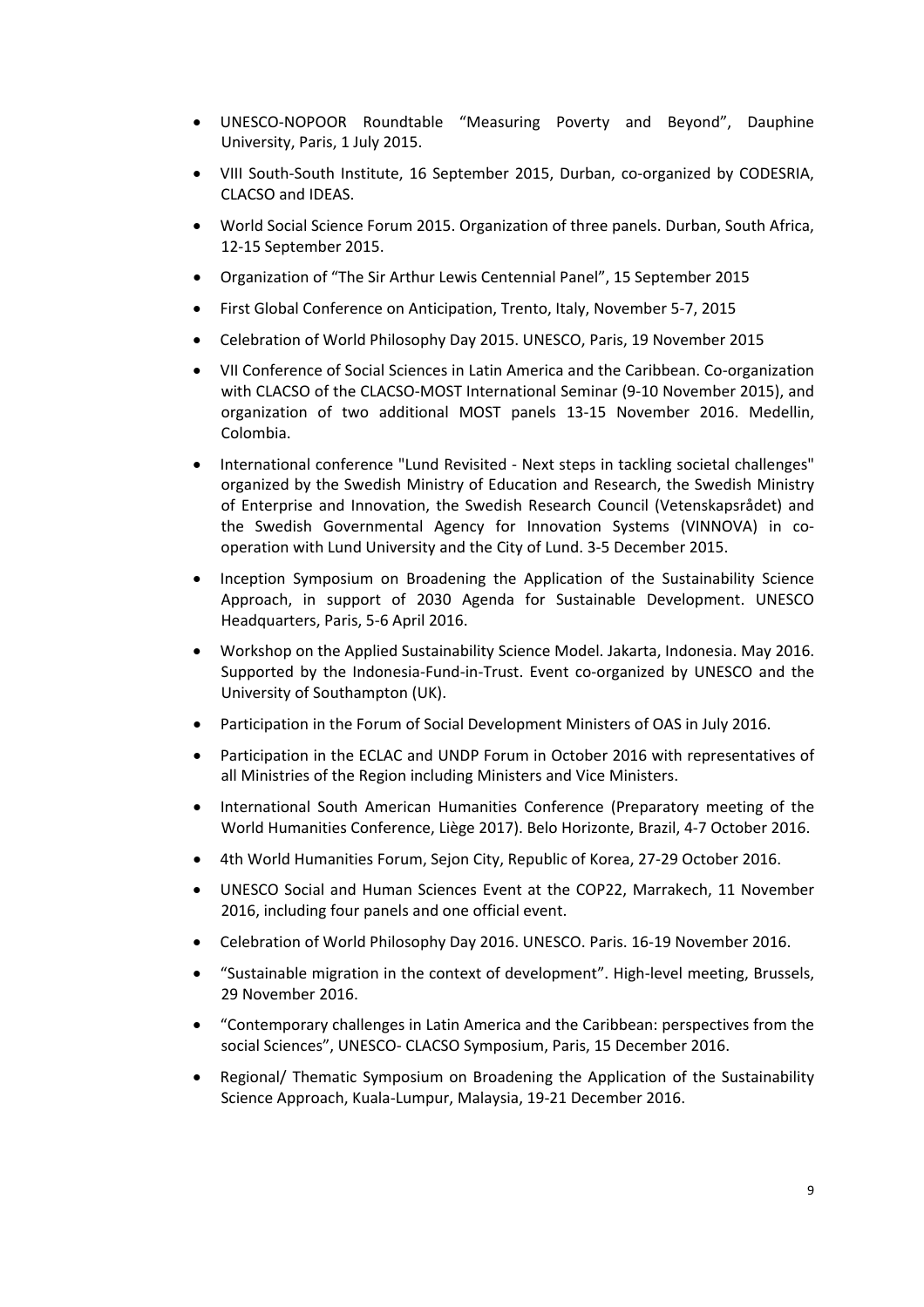- UNESCO-NOPOOR Roundtable "Measuring Poverty and Beyond", Dauphine University, Paris, 1 July 2015.
- VIII South-South Institute, 16 September 2015, Durban, co-organized by CODESRIA, CLACSO and IDEAS.
- World Social Science Forum 2015. Organization of three panels. Durban, South Africa, 12-15 September 2015.
- Organization of "The Sir Arthur Lewis Centennial Panel", 15 September 2015
- First Global Conference on Anticipation, Trento, Italy, November 5-7, 2015
- Celebration of World Philosophy Day 2015. UNESCO, Paris, 19 November 2015
- VII Conference of Social Sciences in Latin America and the Caribbean. Co-organization with CLACSO of the CLACSO-MOST International Seminar (9-10 November 2015), and organization of two additional MOST panels 13-15 November 2016. Medellin, Colombia.
- International conference "Lund Revisited - Next steps in tackling societal challenges" organized by the Swedish Ministry of Education and Research, the Swedish Ministry of Enterprise and Innovation, the Swedish Research Council (Vetenskapsrådet) and the Swedish Governmental Agency for Innovation Systems (VINNOVA) in co-operation with Lund University and the City of Lund. 3-5 December 2015.
- Inception Symposium on Broadening the Application of the Sustainability Science Approach, in support of 2030 Agenda for Sustainable Development. UNESCO Headquarters, Paris, 5-6 April 2016.
- Workshop on the Applied Sustainability Science Model. Jakarta, Indonesia. May 2016. Supported by the Indonesia-Fund-in-Trust. Event co-organized by UNESCO and the University of Southampton (UK).
- Participation in the Forum of Social Development Ministers of OAS in July 2016.
- Participation in the ECLAC and UNDP Forum in October 2016 with representatives of all Ministries of the Region including Ministers and Vice Ministers.
- International South American Humanities Conference (Preparatory meeting of the World Humanities Conference, Liège 2017). Belo Horizonte, Brazil, 4-7 October 2016.
- 4th World Humanities Forum, Sejon City, Republic of Korea, 27-29 October 2016.
- UNESCO Social and Human Sciences Event at the COP22, Marrakech, 11 November 2016, including four panels and one official event.
- Celebration of World Philosophy Day 2016. UNESCO. Paris. 16-19 November 2016.
- "Sustainable migration in the context of development". High-level meeting, Brussels, 29 November 2016.
- "Contemporary challenges in Latin America and the Caribbean: perspectives from the social Sciences", UNESCO- CLACSO Symposium, Paris, 15 December 2016.
- Regional/ Thematic Symposium on Broadening the Application of the Sustainability Science Approach, Kuala-Lumpur, Malaysia, 19-21 December 2016.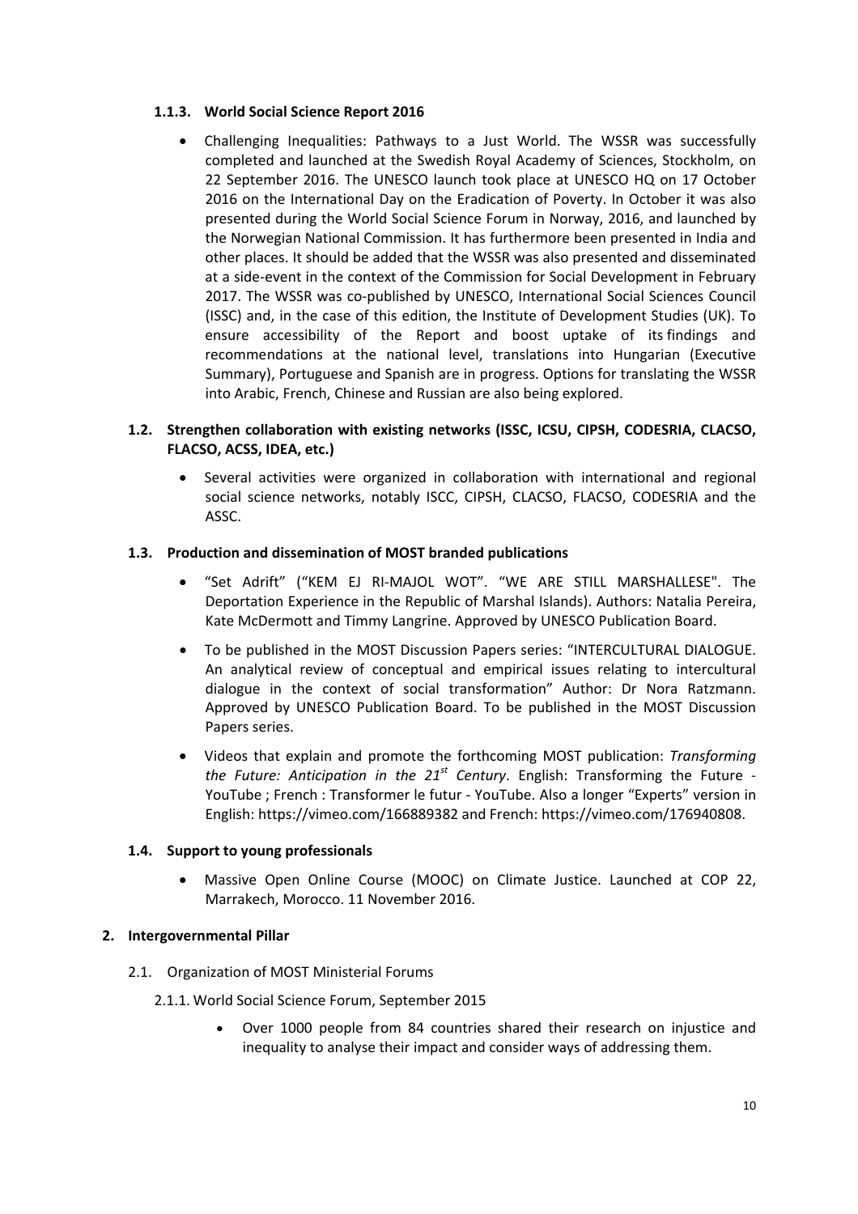#### 1.1.3. World Social Science Report 2016

- Challenging Inequalities: Pathways to a Just World. The WSSR was successfully completed and launched at the Swedish Royal Academy of Sciences, Stockholm, on 22 September 2016. The UNESCO launch took place at UNESCO HQ on 17 October 2016 on the International Day on the Eradication of Poverty. In October it was also presented during the World Social Science Forum in Norway, 2016, and launched by the Norwegian National Commission. It has furthermore been presented in India and other places. It should be added that the WSSR was also presented and disseminated at a side-event in the context of the Commission for Social Development in February 2017. The WSSR was co-published by UNESCO, International Social Sciences Council (ISSC) and, in the case of this edition, the Institute of Development Studies (UK). To ensure accessibility of the Report and boost uptake of its findings and recommendations at the national level, translations into Hungarian (Executive Summary), Portuguese and Spanish are in progress. Options for translating the WSSR into Arabic, French, Chinese and Russian are also being explored.

### 1.2. Strengthen collaboration with existing networks (ISSC, ICSU, CIPSH, CODESRIA, CLACSO, FLACSO, ACSS, IDEA, etc.)

- Several activities were organized in collaboration with international and regional social science networks, notably ISCC, CIPSH, CLACSO, FLACSO, CODESRIA and the ASSC.

### 1.3. Production and dissemination of MOST branded publications

- "Set Adrift" ("KEM EJ RI-MAJOL WOT". "WE ARE STILL MARSHALLESE". The Deportation Experience in the Republic of Marshal Islands). Authors: Natalia Pereira, Kate McDermott and Timmy Langrine. Approved by UNESCO Publication Board.
- To be published in the MOST Discussion Papers series: "INTERCULTURAL DIALOGUE. An analytical review of conceptual and empirical issues relating to intercultural dialogue in the context of social transformation" Author: Dr Nora Ratzmann. Approved by UNESCO Publication Board. To be published in the MOST Discussion Papers series.
- Videos that explain and promote the forthcoming MOST publication: *Transforming the Future: Anticipation in the 21st Century*. English: Transforming the Future - YouTube ; French : Transformer le futur - YouTube. Also a longer "Experts" version in English: https://vimeo.com/166889382 and French: https://vimeo.com/176940808.

### 1.4. Support to young professionals

- Massive Open Online Course (MOOC) on Climate Justice. Launched at COP 22, Marrakech, Morocco. 11 November 2016.

## 2. Intergovernmental Pillar

2.1. Organization of MOST Ministerial Forums

2.1.1. World Social Science Forum, September 2015

- Over 1000 people from 84 countries shared their research on injustice and inequality to analyse their impact and consider ways of addressing them.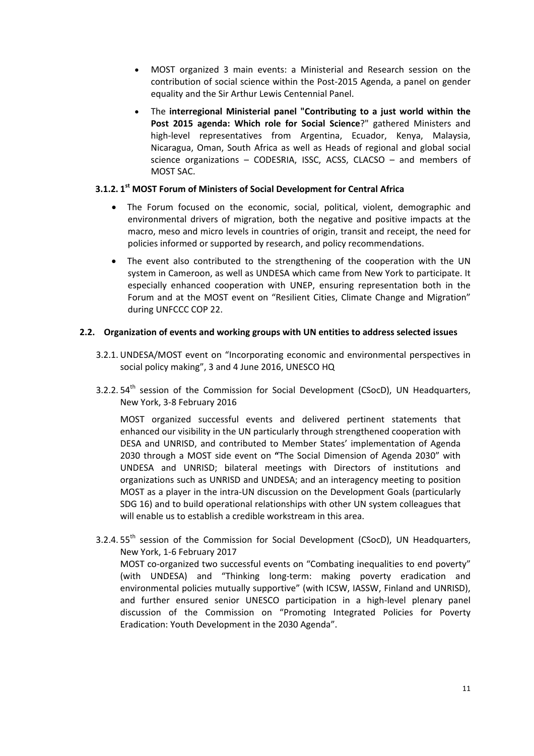- MOST organized 3 main events: a Ministerial and Research session on the contribution of social science within the Post-2015 Agenda, a panel on gender equality and the Sir Arthur Lewis Centennial Panel.
- The **interregional Ministerial panel "Contributing to a just world within the Post 2015 agenda: Which role for Social Science**?" gathered Ministers and high-level representatives from Argentina, Ecuador, Kenya, Malaysia, Nicaragua, Oman, South Africa as well as Heads of regional and global social science organizations – CODESRIA, ISSC, ACSS, CLACSO – and members of MOST SAC.

### 3.1.2. 1st MOST Forum of Ministers of Social Development for Central Africa

- The Forum focused on the economic, social, political, violent, demographic and environmental drivers of migration, both the negative and positive impacts at the macro, meso and micro levels in countries of origin, transit and receipt, the need for policies informed or supported by research, and policy recommendations.
- The event also contributed to the strengthening of the cooperation with the UN system in Cameroon, as well as UNDESA which came from New York to participate. It especially enhanced cooperation with UNEP, ensuring representation both in the Forum and at the MOST event on "Resilient Cities, Climate Change and Migration" during UNFCCC COP 22.

## 2.2. Organization of events and working groups with UN entities to address selected issues

3.2.1. UNDESA/MOST event on "Incorporating economic and environmental perspectives in social policy making", 3 and 4 June 2016, UNESCO HQ

3.2.2. 54th session of the Commission for Social Development (CSocD), UN Headquarters, New York, 3-8 February 2016

MOST organized successful events and delivered pertinent statements that enhanced our visibility in the UN particularly through strengthened cooperation with DESA and UNRISD, and contributed to Member States' implementation of Agenda 2030 through a MOST side event on **"**The Social Dimension of Agenda 2030" with UNDESA and UNRISD; bilateral meetings with Directors of institutions and organizations such as UNRISD and UNDESA; and an interagency meeting to position MOST as a player in the intra-UN discussion on the Development Goals (particularly SDG 16) and to build operational relationships with other UN system colleagues that will enable us to establish a credible workstream in this area.

3.2.4. 55th session of the Commission for Social Development (CSocD), UN Headquarters, New York, 1-6 February 2017

MOST co-organized two successful events on "Combating inequalities to end poverty" (with UNDESA) and "Thinking long-term: making poverty eradication and environmental policies mutually supportive" (with ICSW, IASSW, Finland and UNRISD), and further ensured senior UNESCO participation in a high-level plenary panel discussion of the Commission on "Promoting Integrated Policies for Poverty Eradication: Youth Development in the 2030 Agenda".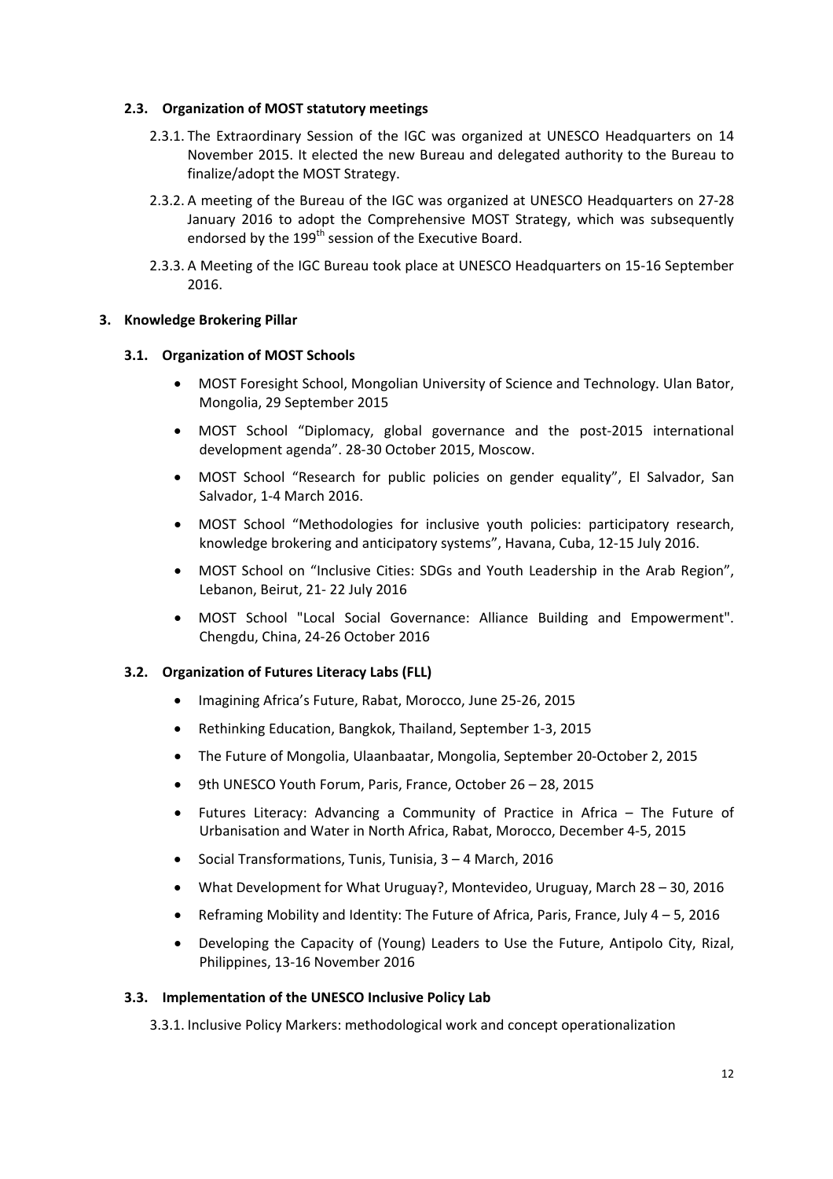### 2.3. Organization of MOST statutory meetings

2.3.1. The Extraordinary Session of the IGC was organized at UNESCO Headquarters on 14 November 2015. It elected the new Bureau and delegated authority to the Bureau to finalize/adopt the MOST Strategy.

2.3.2. A meeting of the Bureau of the IGC was organized at UNESCO Headquarters on 27-28 January 2016 to adopt the Comprehensive MOST Strategy, which was subsequently endorsed by the 199th session of the Executive Board.

2.3.3. A Meeting of the IGC Bureau took place at UNESCO Headquarters on 15-16 September 2016.

## 3. Knowledge Brokering Pillar

### 3.1. Organization of MOST Schools

- MOST Foresight School, Mongolian University of Science and Technology. Ulan Bator, Mongolia, 29 September 2015
- MOST School "Diplomacy, global governance and the post-2015 international development agenda". 28-30 October 2015, Moscow.
- MOST School "Research for public policies on gender equality", El Salvador, San Salvador, 1-4 March 2016.
- MOST School "Methodologies for inclusive youth policies: participatory research, knowledge brokering and anticipatory systems", Havana, Cuba, 12-15 July 2016.
- MOST School on "Inclusive Cities: SDGs and Youth Leadership in the Arab Region", Lebanon, Beirut, 21- 22 July 2016
- MOST School "Local Social Governance: Alliance Building and Empowerment". Chengdu, China, 24-26 October 2016

### 3.2. Organization of Futures Literacy Labs (FLL)

- Imagining Africa's Future, Rabat, Morocco, June 25-26, 2015
- Rethinking Education, Bangkok, Thailand, September 1-3, 2015
- The Future of Mongolia, Ulaanbaatar, Mongolia, September 20-October 2, 2015
- 9th UNESCO Youth Forum, Paris, France, October 26 – 28, 2015
- Futures Literacy: Advancing a Community of Practice in Africa – The Future of Urbanisation and Water in North Africa, Rabat, Morocco, December 4-5, 2015
- Social Transformations, Tunis, Tunisia, 3 – 4 March, 2016
- What Development for What Uruguay?, Montevideo, Uruguay, March 28 – 30, 2016
- Reframing Mobility and Identity: The Future of Africa, Paris, France, July 4 – 5, 2016
- Developing the Capacity of (Young) Leaders to Use the Future, Antipolo City, Rizal, Philippines, 13-16 November 2016

### 3.3. Implementation of the UNESCO Inclusive Policy Lab

3.3.1. Inclusive Policy Markers: methodological work and concept operationalization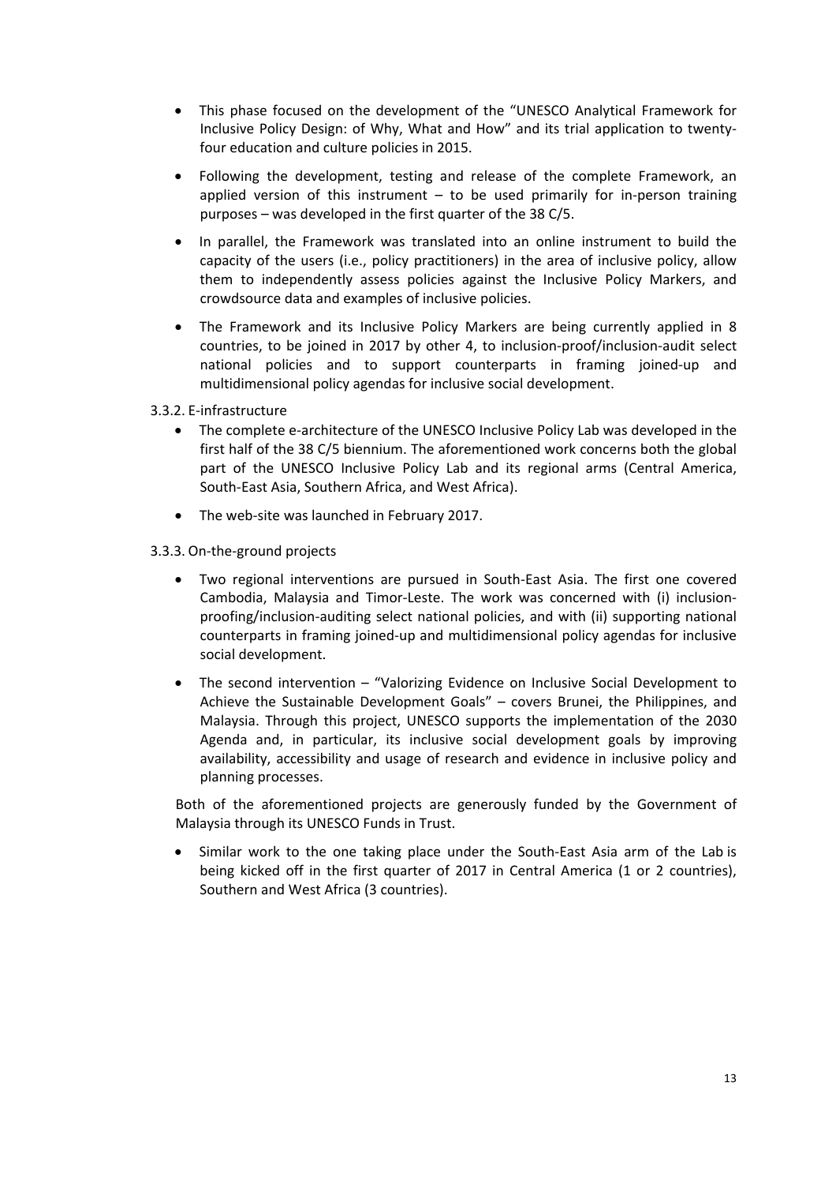- This phase focused on the development of the "UNESCO Analytical Framework for Inclusive Policy Design: of Why, What and How" and its trial application to twenty-four education and culture policies in 2015.

- Following the development, testing and release of the complete Framework, an applied version of this instrument – to be used primarily for in-person training purposes – was developed in the first quarter of the 38 C/5.

- In parallel, the Framework was translated into an online instrument to build the capacity of the users (i.e., policy practitioners) in the area of inclusive policy, allow them to independently assess policies against the Inclusive Policy Markers, and crowdsource data and examples of inclusive policies.

- The Framework and its Inclusive Policy Markers are being currently applied in 8 countries, to be joined in 2017 by other 4, to inclusion-proof/inclusion-audit select national policies and to support counterparts in framing joined-up and multidimensional policy agendas for inclusive social development.

3.3.2. E-infrastructure

- The complete e-architecture of the UNESCO Inclusive Policy Lab was developed in the first half of the 38 C/5 biennium. The aforementioned work concerns both the global part of the UNESCO Inclusive Policy Lab and its regional arms (Central America, South-East Asia, Southern Africa, and West Africa).

- The web-site was launched in February 2017.

3.3.3. On-the-ground projects

- Two regional interventions are pursued in South-East Asia. The first one covered Cambodia, Malaysia and Timor-Leste. The work was concerned with (i) inclusion-proofing/inclusion-auditing select national policies, and with (ii) supporting national counterparts in framing joined-up and multidimensional policy agendas for inclusive social development.

- The second intervention – "Valorizing Evidence on Inclusive Social Development to Achieve the Sustainable Development Goals" – covers Brunei, the Philippines, and Malaysia. Through this project, UNESCO supports the implementation of the 2030 Agenda and, in particular, its inclusive social development goals by improving availability, accessibility and usage of research and evidence in inclusive policy and planning processes.

Both of the aforementioned projects are generously funded by the Government of Malaysia through its UNESCO Funds in Trust.

- Similar work to the one taking place under the South-East Asia arm of the Lab is being kicked off in the first quarter of 2017 in Central America (1 or 2 countries), Southern and West Africa (3 countries).